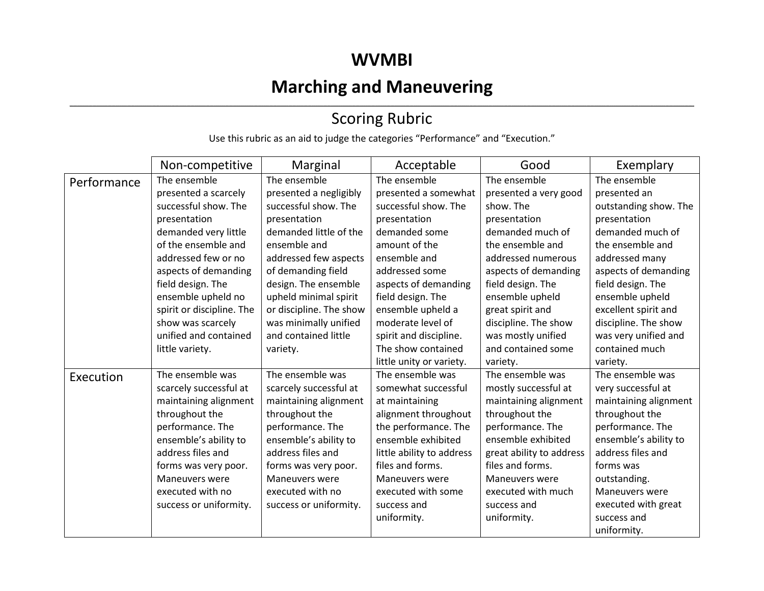# WVMBI

# Marching and Maneuvering

## Scoring Rubric

Use this rubric as an aid to judge the categories "Performance" and "Execution."

| | Non-competitive | Marginal | Acceptable | Good | Exemplary |
|---|---|---|---|---|---|
| Performance | The ensemble presented a scarcely successful show. The presentation demanded very little of the ensemble and addressed few or no aspects of demanding field design. The ensemble upheld no spirit or discipline. The show was scarcely unified and contained little variety. | The ensemble presented a negligibly successful show. The presentation demanded little of the ensemble and addressed few aspects of demanding field design. The ensemble upheld minimal spirit or discipline. The show was minimally unified and contained little variety. | The ensemble presented a somewhat successful show. The presentation demanded some amount of the ensemble and addressed some aspects of demanding field design. The ensemble upheld a moderate level of spirit and discipline. The show contained little unity or variety. | The ensemble presented a very good show. The presentation demanded much of the ensemble and addressed numerous aspects of demanding field design. The ensemble upheld great spirit and discipline. The show was mostly unified and contained some variety. | The ensemble presented an outstanding show. The presentation demanded much of the ensemble and addressed many aspects of demanding field design. The ensemble upheld excellent spirit and discipline. The show was very unified and contained much variety. |
| Execution | The ensemble was scarcely successful at maintaining alignment throughout the performance. The ensemble's ability to address files and forms was very poor. Maneuvers were executed with no success or uniformity. | The ensemble was scarcely successful at maintaining alignment throughout the performance. The ensemble's ability to address files and forms was very poor. Maneuvers were executed with no success or uniformity. | The ensemble was somewhat successful at maintaining alignment throughout the performance. The ensemble exhibited little ability to address files and forms. Maneuvers were executed with some success and uniformity. | The ensemble was mostly successful at maintaining alignment throughout the performance. The ensemble exhibited great ability to address files and forms. Maneuvers were executed with much success and uniformity. | The ensemble was very successful at maintaining alignment throughout the performance. The ensemble's ability to address files and forms was outstanding. Maneuvers were executed with great success and uniformity. |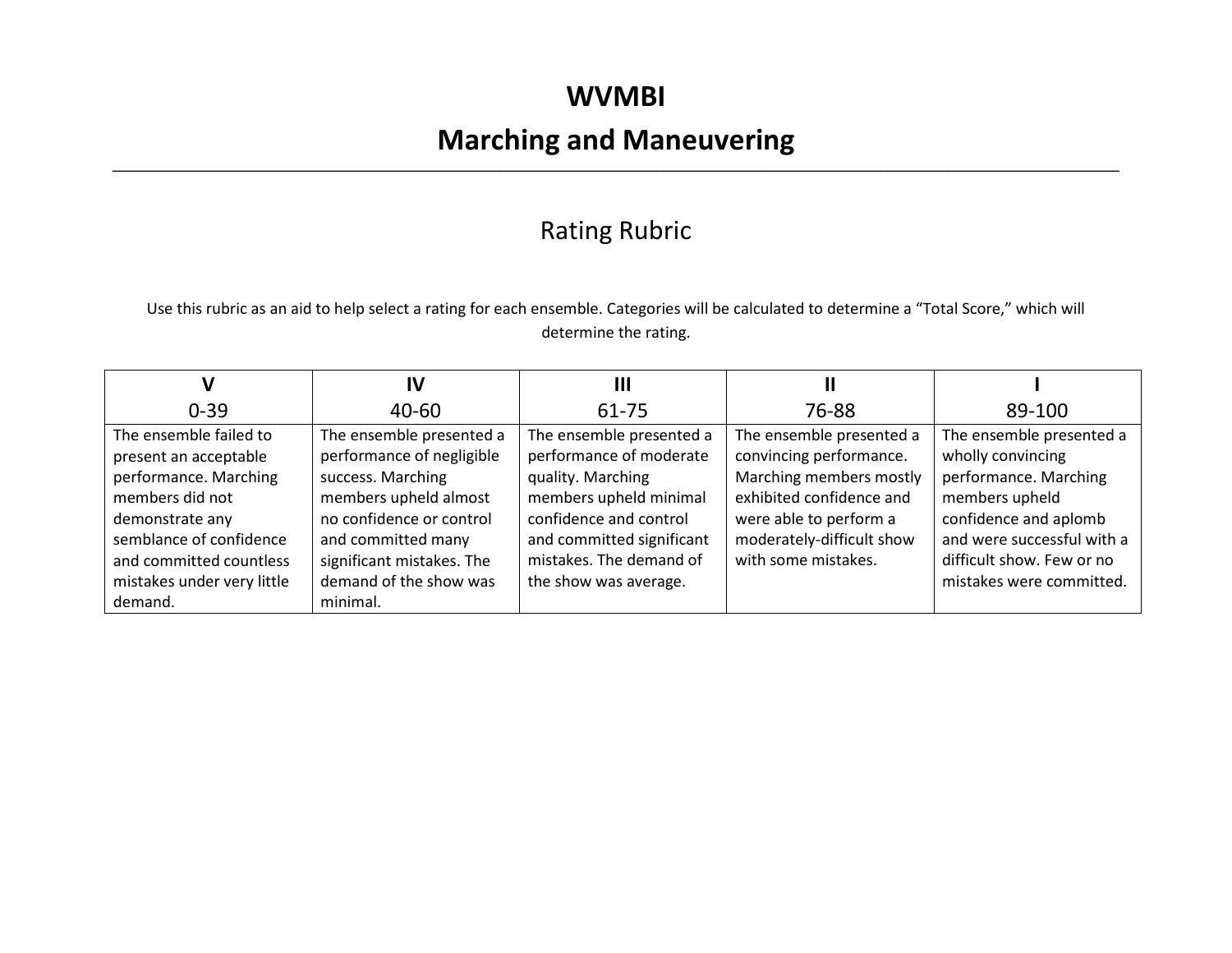# WVMBI
# Marching and Maneuvering

## Rating Rubric

Use this rubric as an aid to help select a rating for each ensemble. Categories will be calculated to determine a "Total Score," which will determine the rating.

| V<br>0-39 | IV<br>40-60 | III<br>61-75 | II<br>76-88 | I<br>89-100 |
|---|---|---|---|---|
| The ensemble failed to present an acceptable performance. Marching members did not demonstrate any semblance of confidence and committed countless mistakes under very little demand. | The ensemble presented a performance of negligible success. Marching members upheld almost no confidence or control and committed many significant mistakes. The demand of the show was minimal. | The ensemble presented a performance of moderate quality. Marching members upheld minimal confidence and control and committed significant mistakes. The demand of the show was average. | The ensemble presented a convincing performance. Marching members mostly exhibited confidence and were able to perform a moderately-difficult show with some mistakes. | The ensemble presented a wholly convincing performance. Marching members upheld confidence and aplomb and were successful with a difficult show. Few or no mistakes were committed. |